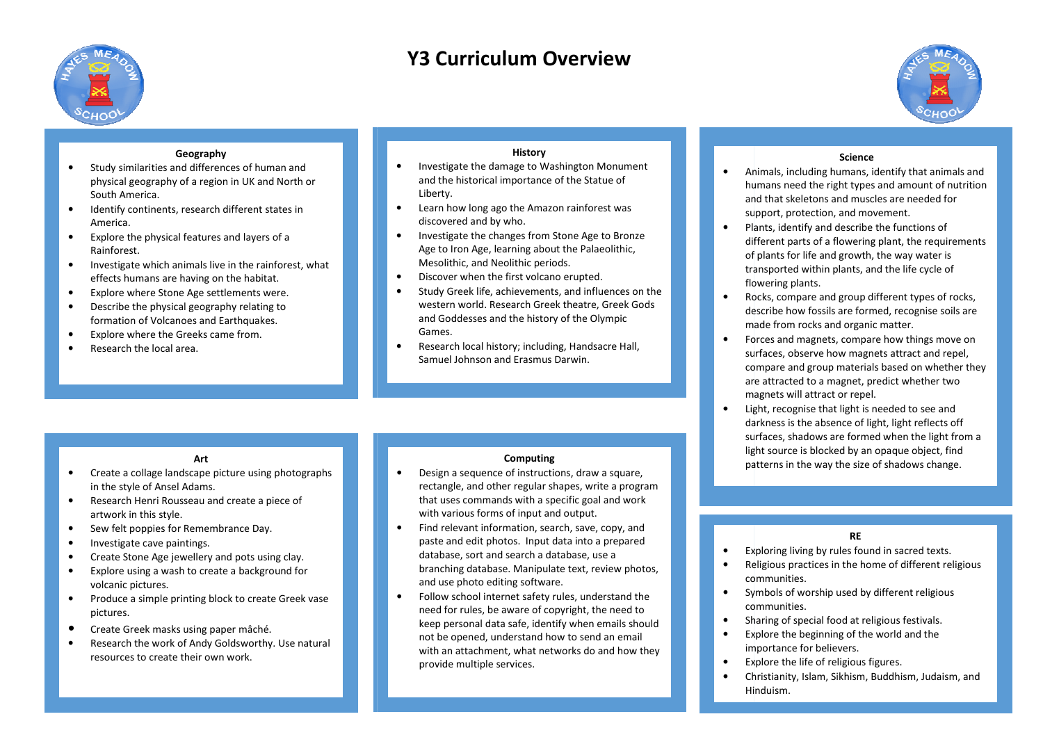# Y3 Curriculum Overview

### Geography

- Study similarities and differences of human and physical geography of a region in UK and North or South America.
- Identify continents, research different states in America.
- Explore the physical features and layers of a Rainforest.
- Investigate which animals live in the rainforest, what effects humans are having on the habitat.
- Explore where Stone Age settlements were.
- Describe the physical geography relating to formation of Volcanoes and Earthquakes.
- Explore where the Greeks came from.
- Research the local area.

### History

- Investigate the damage to Washington Monument and the historical importance of the Statue of Liberty.
- Learn how long ago the Amazon rainforest was discovered and by who.
- Investigate the changes from Stone Age to Bronze Age to Iron Age, learning about the Palaeolithic, Mesolithic, and Neolithic periods.
- Discover when the first volcano erupted.
- Study Greek life, achievements, and influences on the western world. Research Greek theatre, Greek Gods and Goddesses and the history of the Olympic Games.
- Research local history; including, Handsacre Hall, Samuel Johnson and Erasmus Darwin.

### Science

- Animals, including humans, identify that animals and humans need the right types and amount of nutrition and that skeletons and muscles are needed for support, protection, and movement.
- Plants, identify and describe the functions of different parts of a flowering plant, the requirements of plants for life and growth, the way water is transported within plants, and the life cycle of flowering plants.
- Rocks, compare and group different types of rocks, describe how fossils are formed, recognise soils are made from rocks and organic matter.
- Forces and magnets, compare how things move on surfaces, observe how magnets attract and repel, compare and group materials based on whether they are attracted to a magnet, predict whether two magnets will attract or repel.
- Light, recognise that light is needed to see and darkness is the absence of light, light reflects off surfaces, shadows are formed when the light from a light source is blocked by an opaque object, find patterns in the way the size of shadows change.

### Art

- Create a collage landscape picture using photographs in the style of Ansel Adams.
- Research Henri Rousseau and create a piece of artwork in this style.
- Sew felt poppies for Remembrance Day.
- Investigate cave paintings.
- Create Stone Age jewellery and pots using clay.
- Explore using a wash to create a background for volcanic pictures.
- Produce a simple printing block to create Greek vase pictures.
- Create Greek masks using paper mâché.
- Research the work of Andy Goldsworthy. Use natural resources to create their own work.

### Computing

- Design a sequence of instructions, draw a square, rectangle, and other regular shapes, write a program that uses commands with a specific goal and work with various forms of input and output.
- Find relevant information, search, save, copy, and paste and edit photos. Input data into a prepared database, sort and search a database, use a branching database. Manipulate text, review photos, and use photo editing software.
- Follow school internet safety rules, understand the need for rules, be aware of copyright, the need to keep personal data safe, identify when emails should not be opened, understand how to send an email with an attachment, what networks do and how they provide multiple services.

### RE

- Exploring living by rules found in sacred texts.
- Religious practices in the home of different religious communities.
- Symbols of worship used by different religious communities.
- Sharing of special food at religious festivals.
- Explore the beginning of the world and the importance for believers.
- Explore the life of religious figures.
- Christianity, Islam, Sikhism, Buddhism, Judaism, and Hinduism.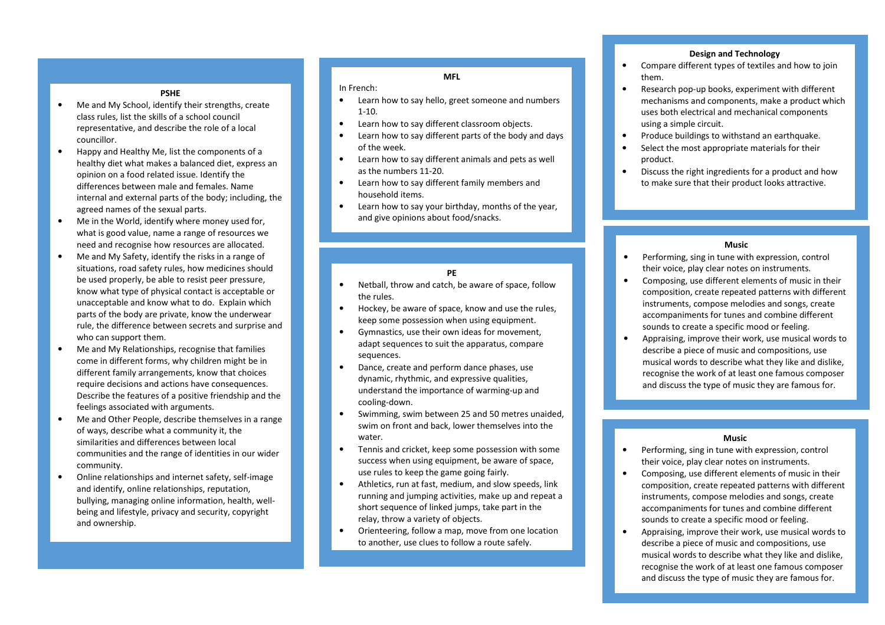### PSHE

- Me and My School, identify their strengths, create class rules, list the skills of a school council representative, and describe the role of a local councillor.
- Happy and Healthy Me, list the components of a healthy diet what makes a balanced diet, express an opinion on a food related issue. Identify the differences between male and females. Name internal and external parts of the body; including, the agreed names of the sexual parts.
- Me in the World, identify where money used for, what is good value, name a range of resources we need and recognise how resources are allocated.
- Me and My Safety, identify the risks in a range of situations, road safety rules, how medicines should be used properly, be able to resist peer pressure, know what type of physical contact is acceptable or unacceptable and know what to do. Explain which parts of the body are private, know the underwear rule, the difference between secrets and surprise and who can support them.
- Me and My Relationships, recognise that families come in different forms, why children might be in different family arrangements, know that choices require decisions and actions have consequences. Describe the features of a positive friendship and the feelings associated with arguments.
- Me and Other People, describe themselves in a range of ways, describe what a community it, the similarities and differences between local communities and the range of identities in our wider community.
- Online relationships and internet safety, self-image and identify, online relationships, reputation, bullying, managing online information, health, well-being and lifestyle, privacy and security, copyright and ownership.

### MFL

In French:

- Learn how to say hello, greet someone and numbers 1-10.
- Learn how to say different classroom objects.
- Learn how to say different parts of the body and days of the week.
- Learn how to say different animals and pets as well as the numbers 11-20.
- Learn how to say different family members and household items.
- Learn how to say your birthday, months of the year, and give opinions about food/snacks.

### PE

- Netball, throw and catch, be aware of space, follow the rules.
- Hockey, be aware of space, know and use the rules, keep some possession when using equipment.
- Gymnastics, use their own ideas for movement, adapt sequences to suit the apparatus, compare sequences.
- Dance, create and perform dance phases, use dynamic, rhythmic, and expressive qualities, understand the importance of warming-up and cooling-down.
- Swimming, swim between 25 and 50 metres unaided, swim on front and back, lower themselves into the water.
- Tennis and cricket, keep some possession with some success when using equipment, be aware of space, use rules to keep the game going fairly.
- Athletics, run at fast, medium, and slow speeds, link running and jumping activities, make up and repeat a short sequence of linked jumps, take part in the relay, throw a variety of objects.
- Orienteering, follow a map, move from one location to another, use clues to follow a route safely.

### Design and Technology

- Compare different types of textiles and how to join them.
- Research pop-up books, experiment with different mechanisms and components, make a product which uses both electrical and mechanical components using a simple circuit.
- Produce buildings to withstand an earthquake.
- Select the most appropriate materials for their product.
- Discuss the right ingredients for a product and how to make sure that their product looks attractive.

### Music

- Performing, sing in tune with expression, control their voice, play clear notes on instruments.
- Composing, use different elements of music in their composition, create repeated patterns with different instruments, compose melodies and songs, create accompaniments for tunes and combine different sounds to create a specific mood or feeling.
- Appraising, improve their work, use musical words to describe a piece of music and compositions, use musical words to describe what they like and dislike, recognise the work of at least one famous composer and discuss the type of music they are famous for.

### Music

- Performing, sing in tune with expression, control their voice, play clear notes on instruments.
- Composing, use different elements of music in their composition, create repeated patterns with different instruments, compose melodies and songs, create accompaniments for tunes and combine different sounds to create a specific mood or feeling.
- Appraising, improve their work, use musical words to describe a piece of music and compositions, use musical words to describe what they like and dislike, recognise the work of at least one famous composer and discuss the type of music they are famous for.